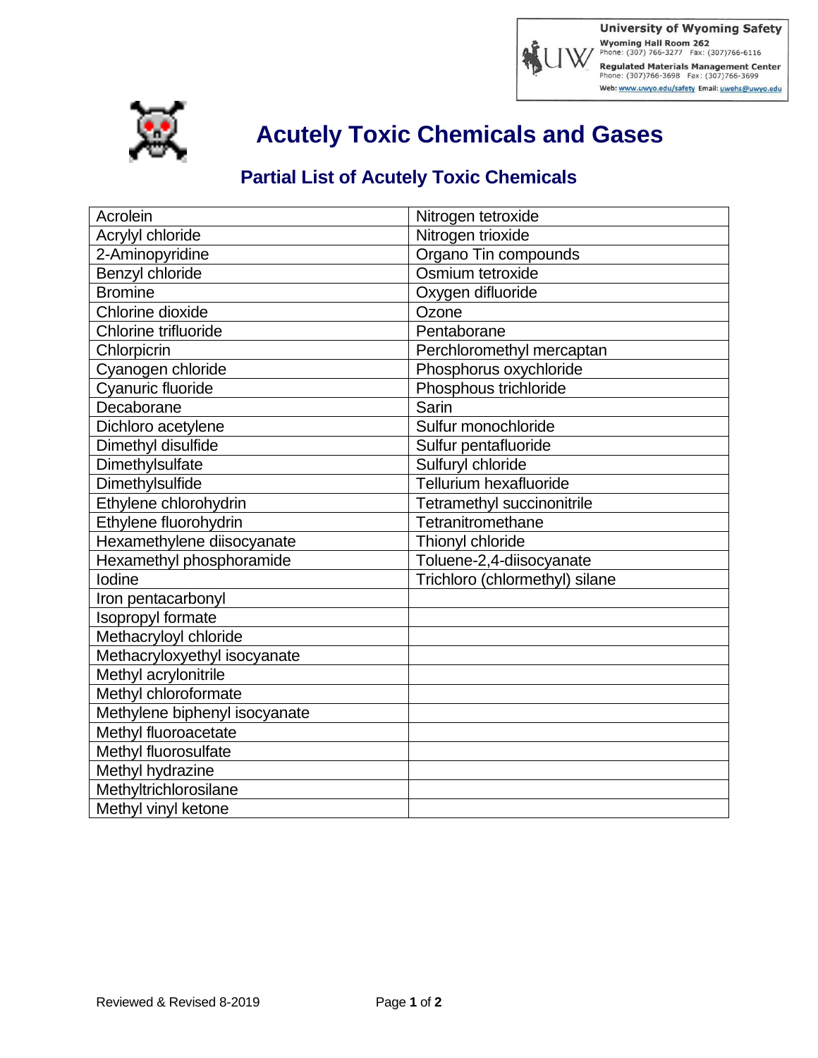University of Wyoming Safety
Wyoming Hall Room 262
Phone: (307) 766-3277 Fax: (307)766-6116
Regulated Materials Management Center
Phone: (307)766-3698 Fax: (307)766-3699
Web: www.uwyo.edu/safety Email: uwehs@uwyo.edu

# Acutely Toxic Chemicals and Gases

## Partial List of Acutely Toxic Chemicals

| Acrolein | Nitrogen tetroxide |
|---|---|
| Acrylyl chloride | Nitrogen trioxide |
| 2-Aminopyridine | Organo Tin compounds |
| Benzyl chloride | Osmium tetroxide |
| Bromine | Oxygen difluoride |
| Chlorine dioxide | Ozone |
| Chlorine trifluoride | Pentaborane |
| Chlorpicrin | Perchloromethyl mercaptan |
| Cyanogen chloride | Phosphorus oxychloride |
| Cyanuric fluoride | Phosphous trichloride |
| Decaborane | Sarin |
| Dichloro acetylene | Sulfur monochloride |
| Dimethyl disulfide | Sulfur pentafluoride |
| Dimethylsulfate | Sulfuryl chloride |
| Dimethylsulfide | Tellurium hexafluoride |
| Ethylene chlorohydrin | Tetramethyl succinonitrile |
| Ethylene fluorohydrin | Tetranitromethane |
| Hexamethylene diisocyanate | Thionyl chloride |
| Hexamethyl phosphoramide | Toluene-2,4-diisocyanate |
| Iodine | Trichloro (chlormethyl) silane |
| Iron pentacarbonyl | |
| Isopropyl formate | |
| Methacryloyl chloride | |
| Methacryloxyethyl isocyanate | |
| Methyl acrylonitrile | |
| Methyl chloroformate | |
| Methylene biphenyl isocyanate | |
| Methyl fluoroacetate | |
| Methyl fluorosulfate | |
| Methyl hydrazine | |
| Methyltrichlorosilane | |
| Methyl vinyl ketone | |

Reviewed & Revised 8-2019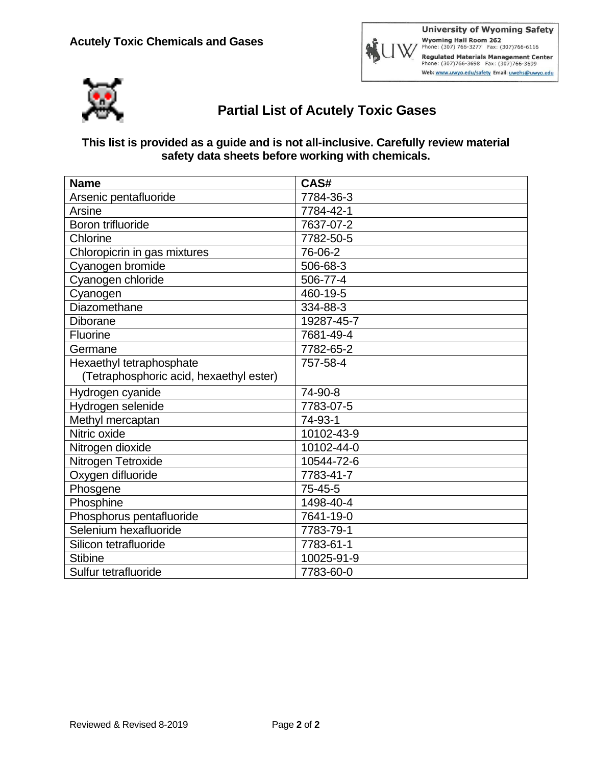**Acutely Toxic Chemicals and Gases**

University of Wyoming Safety
Wyoming Hall Room 262
Phone: (307) 766-3277 Fax: (307)766-6116
Regulated Materials Management Center
Phone: (307)766-3698 Fax: (307)766-3699
Web: www.uwyo.edu/safety Email: uwehs@uwyo.edu

## Partial List of Acutely Toxic Gases

**This list is provided as a guide and is not all-inclusive. Carefully review material safety data sheets before working with chemicals.**

| Name | CAS# |
|---|---|
| Arsenic pentafluoride | 7784-36-3 |
| Arsine | 7784-42-1 |
| Boron trifluoride | 7637-07-2 |
| Chlorine | 7782-50-5 |
| Chloropicrin in gas mixtures | 76-06-2 |
| Cyanogen bromide | 506-68-3 |
| Cyanogen chloride | 506-77-4 |
| Cyanogen | 460-19-5 |
| Diazomethane | 334-88-3 |
| Diborane | 19287-45-7 |
| Fluorine | 7681-49-4 |
| Germane | 7782-65-2 |
| Hexaethyl tetraphosphate (Tetraphosphoric acid, hexaethyl ester) | 757-58-4 |
| Hydrogen cyanide | 74-90-8 |
| Hydrogen selenide | 7783-07-5 |
| Methyl mercaptan | 74-93-1 |
| Nitric oxide | 10102-43-9 |
| Nitrogen dioxide | 10102-44-0 |
| Nitrogen Tetroxide | 10544-72-6 |
| Oxygen difluoride | 7783-41-7 |
| Phosgene | 75-45-5 |
| Phosphine | 1498-40-4 |
| Phosphorus pentafluoride | 7641-19-0 |
| Selenium hexafluoride | 7783-79-1 |
| Silicon tetrafluoride | 7783-61-1 |
| Stibine | 10025-91-9 |
| Sulfur tetrafluoride | 7783-60-0 |

Reviewed & Revised 8-2019